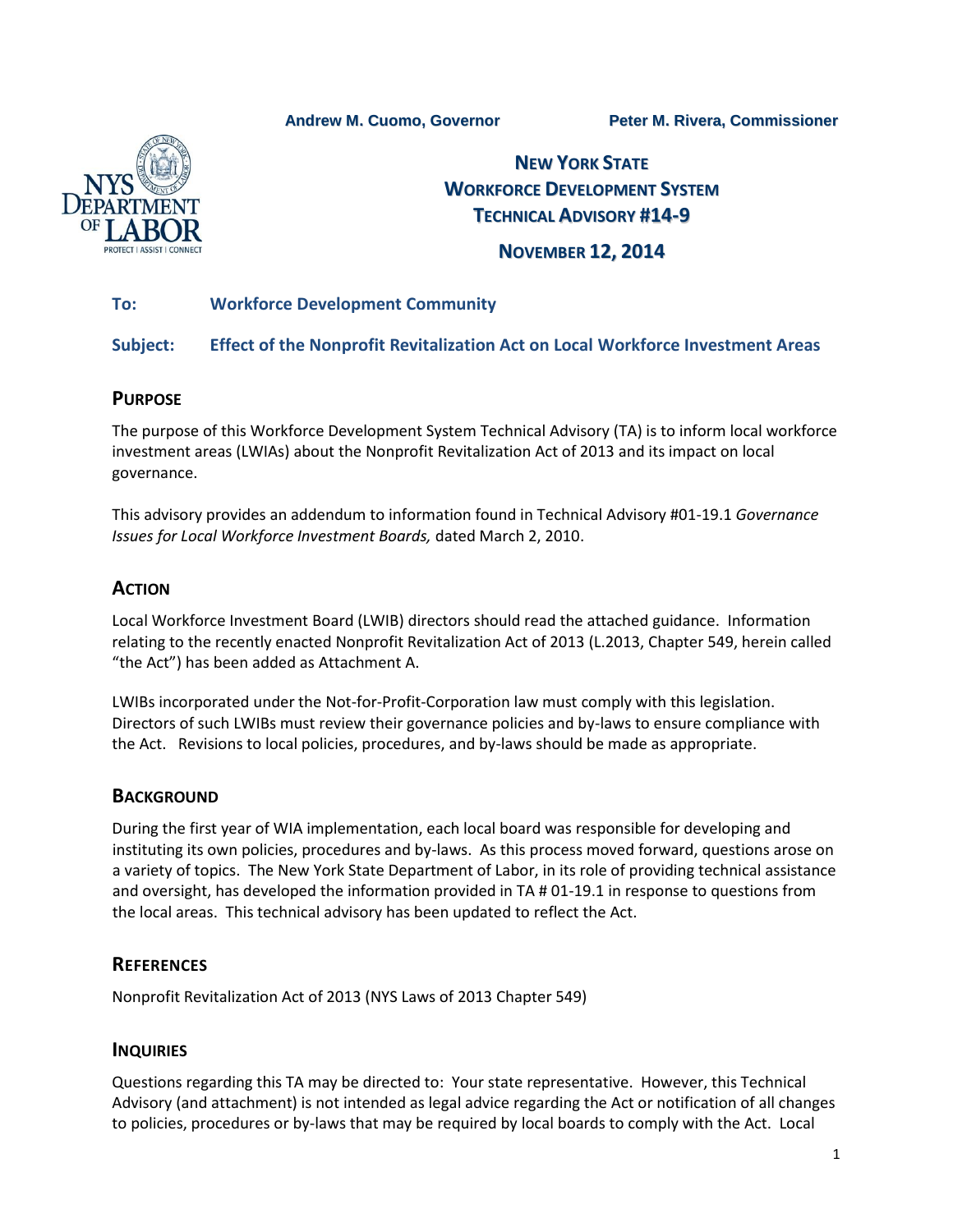Andrew M. Cuomo, Governor    Peter M. Rivera, Commissioner

# NEW YORK STATE WORKFORCE DEVELOPMENT SYSTEM TECHNICAL ADVISORY #14-9

## NOVEMBER 12, 2014

**To:** Workforce Development Community

**Subject:** Effect of the Nonprofit Revitalization Act on Local Workforce Investment Areas

## PURPOSE

The purpose of this Workforce Development System Technical Advisory (TA) is to inform local workforce investment areas (LWIAs) about the Nonprofit Revitalization Act of 2013 and its impact on local governance.

This advisory provides an addendum to information found in Technical Advisory #01-19.1 *Governance Issues for Local Workforce Investment Boards,* dated March 2, 2010.

## ACTION

Local Workforce Investment Board (LWIB) directors should read the attached guidance. Information relating to the recently enacted Nonprofit Revitalization Act of 2013 (L.2013, Chapter 549, herein called "the Act") has been added as Attachment A.

LWIBs incorporated under the Not-for-Profit-Corporation law must comply with this legislation. Directors of such LWIBs must review their governance policies and by-laws to ensure compliance with the Act. Revisions to local policies, procedures, and by-laws should be made as appropriate.

## BACKGROUND

During the first year of WIA implementation, each local board was responsible for developing and instituting its own policies, procedures and by-laws. As this process moved forward, questions arose on a variety of topics. The New York State Department of Labor, in its role of providing technical assistance and oversight, has developed the information provided in TA # 01-19.1 in response to questions from the local areas. This technical advisory has been updated to reflect the Act.

## REFERENCES

Nonprofit Revitalization Act of 2013 (NYS Laws of 2013 Chapter 549)

## INQUIRIES

Questions regarding this TA may be directed to: Your state representative. However, this Technical Advisory (and attachment) is not intended as legal advice regarding the Act or notification of all changes to policies, procedures or by-laws that may be required by local boards to comply with the Act. Local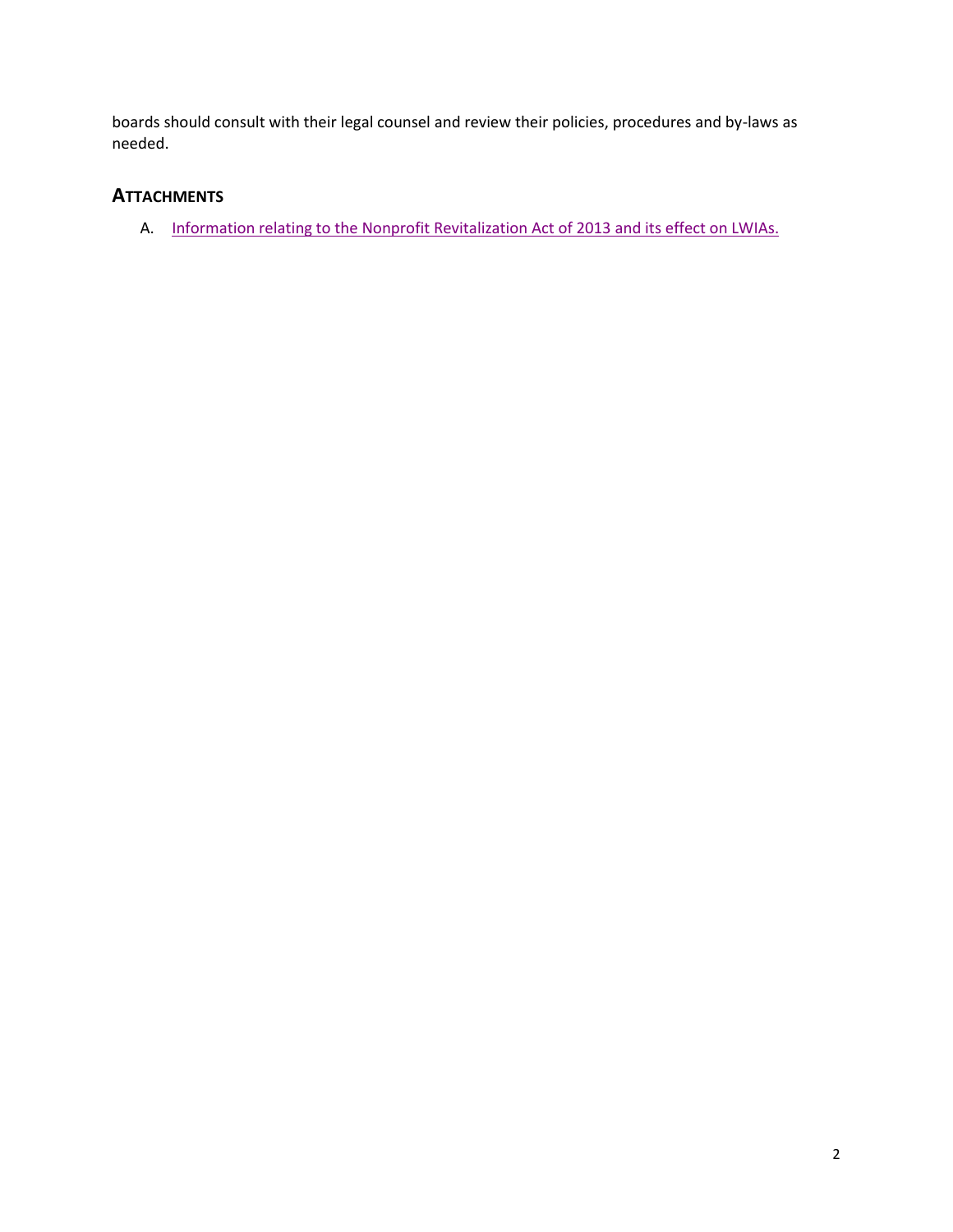boards should consult with their legal counsel and review their policies, procedures and by-laws as needed.

## ATTACHMENTS

A. Information relating to the Nonprofit Revitalization Act of 2013 and its effect on LWIAs.